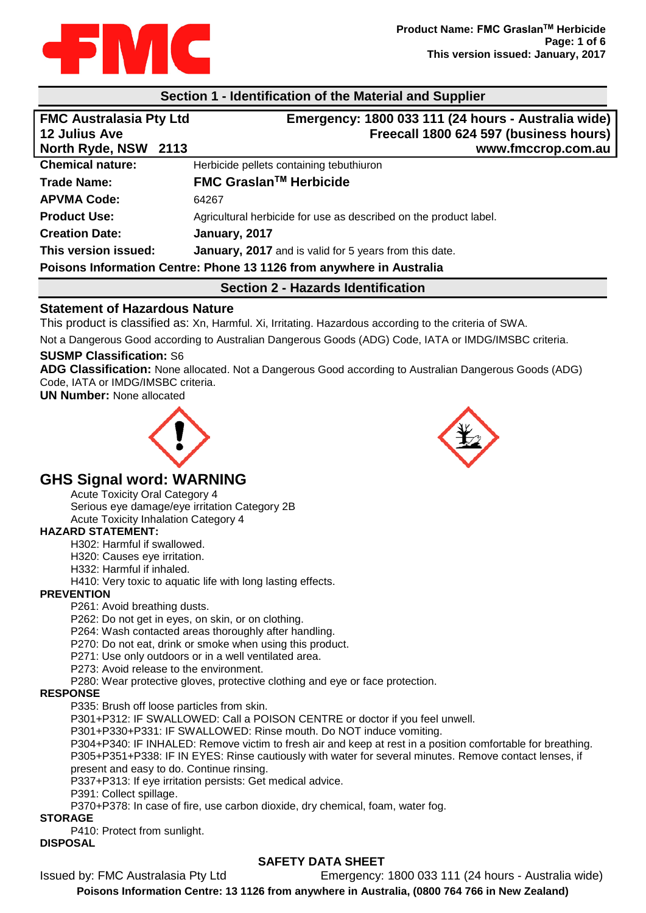## Section 1 - Identification of the Material and Supplier

| FMC Australasia Pty Ltd | Emergency: 1800 033 111 (24 hours - Australia wide) |
| --- | --- |
| 12 Julius Ave | Freecall 1800 624 597 (business hours) |
| North Ryde, NSW 2113 | www.fmccrop.com.au |

| | |
| --- | --- |
| **Chemical nature:** | Herbicide pellets containing tebuthiuron |
| **Trade Name:** | **FMC Graslan™ Herbicide** |
| **APVMA Code:** | 64267 |
| **Product Use:** | Agricultural herbicide for use as described on the product label. |
| **Creation Date:** | **January, 2017** |
| **This version issued:** | **January, 2017** and is valid for 5 years from this date. |

**Poisons Information Centre: Phone 13 1126 from anywhere in Australia**

## Section 2 - Hazards Identification

### Statement of Hazardous Nature

This product is classified as: Xn, Harmful. Xi, Irritating. Hazardous according to the criteria of SWA.

Not a Dangerous Good according to Australian Dangerous Goods (ADG) Code, IATA or IMDG/IMSBC criteria.

**SUSMP Classification:** S6

**ADG Classification:** None allocated. Not a Dangerous Good according to Australian Dangerous Goods (ADG) Code, IATA or IMDG/IMSBC criteria.

**UN Number:** None allocated

## GHS Signal word: WARNING

Acute Toxicity Oral Category 4
Serious eye damage/eye irritation Category 2B
Acute Toxicity Inhalation Category 4

**HAZARD STATEMENT:**

H302: Harmful if swallowed.
H320: Causes eye irritation.
H332: Harmful if inhaled.
H410: Very toxic to aquatic life with long lasting effects.

**PREVENTION**

P261: Avoid breathing dusts.
P262: Do not get in eyes, on skin, or on clothing.
P264: Wash contacted areas thoroughly after handling.
P270: Do not eat, drink or smoke when using this product.
P271: Use only outdoors or in a well ventilated area.
P273: Avoid release to the environment.
P280: Wear protective gloves, protective clothing and eye or face protection.

**RESPONSE**

P335: Brush off loose particles from skin.
P301+P312: IF SWALLOWED: Call a POISON CENTRE or doctor if you feel unwell.
P301+P330+P331: IF SWALLOWED: Rinse mouth. Do NOT induce vomiting.
P304+P340: IF INHALED: Remove victim to fresh air and keep at rest in a position comfortable for breathing.
P305+P351+P338: IF IN EYES: Rinse cautiously with water for several minutes. Remove contact lenses, if present and easy to do. Continue rinsing.
P337+P313: If eye irritation persists: Get medical advice.
P391: Collect spillage.
P370+P378: In case of fire, use carbon dioxide, dry chemical, foam, water fog.

**STORAGE**

P410: Protect from sunlight.

**DISPOSAL**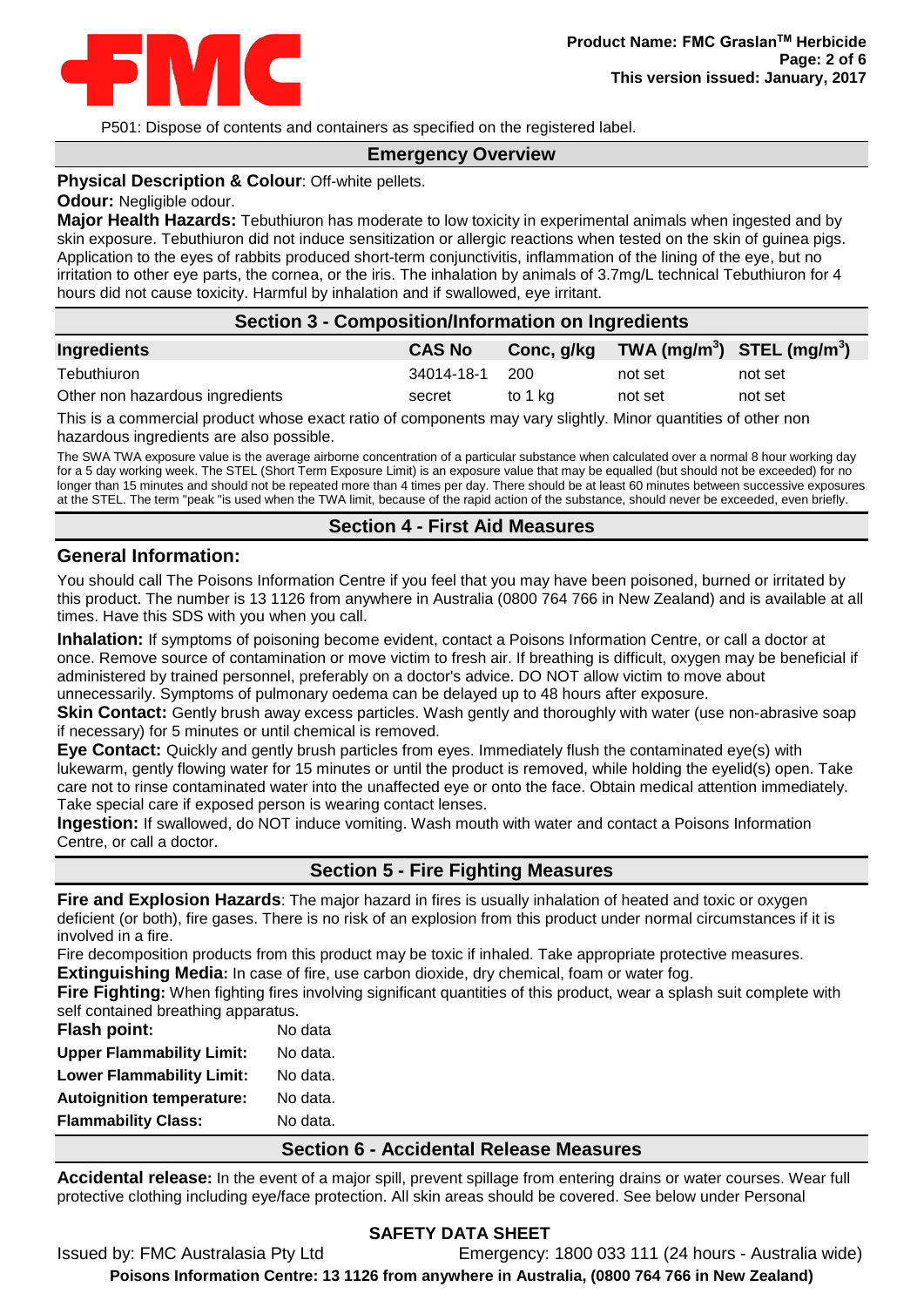P501: Dispose of contents and containers as specified on the registered label.

## Emergency Overview

**Physical Description & Colour**: Off-white pellets.

**Odour:** Negligible odour.

**Major Health Hazards:** Tebuthiuron has moderate to low toxicity in experimental animals when ingested and by skin exposure. Tebuthiuron did not induce sensitization or allergic reactions when tested on the skin of guinea pigs. Application to the eyes of rabbits produced short-term conjunctivitis, inflammation of the lining of the eye, but no irritation to other eye parts, the cornea, or the iris. The inhalation by animals of 3.7mg/L technical Tebuthiuron for 4 hours did not cause toxicity. Harmful by inhalation and if swallowed, eye irritant.

## Section 3 - Composition/Information on Ingredients

| Ingredients | CAS No | Conc, g/kg | TWA ($mg/m^3$) | STEL ($mg/m^3$) |
|---|---|---|---|---|
| Tebuthiuron | 34014-18-1 | 200 | not set | not set |
| Other non hazardous ingredients | secret | to 1 kg | not set | not set |

This is a commercial product whose exact ratio of components may vary slightly. Minor quantities of other non hazardous ingredients are also possible.

The SWA TWA exposure value is the average airborne concentration of a particular substance when calculated over a normal 8 hour working day for a 5 day working week. The STEL (Short Term Exposure Limit) is an exposure value that may be equalled (but should not be exceeded) for no longer than 15 minutes and should not be repeated more than 4 times per day. There should be at least 60 minutes between successive exposures at the STEL. The term "peak "is used when the TWA limit, because of the rapid action of the substance, should never be exceeded, even briefly.

## Section 4 - First Aid Measures

### General Information:

You should call The Poisons Information Centre if you feel that you may have been poisoned, burned or irritated by this product. The number is 13 1126 from anywhere in Australia (0800 764 766 in New Zealand) and is available at all times. Have this SDS with you when you call.

**Inhalation:** If symptoms of poisoning become evident, contact a Poisons Information Centre, or call a doctor at once. Remove source of contamination or move victim to fresh air. If breathing is difficult, oxygen may be beneficial if administered by trained personnel, preferably on a doctor's advice. DO NOT allow victim to move about unnecessarily. Symptoms of pulmonary oedema can be delayed up to 48 hours after exposure.

**Skin Contact:** Gently brush away excess particles. Wash gently and thoroughly with water (use non-abrasive soap if necessary) for 5 minutes or until chemical is removed.

**Eye Contact:** Quickly and gently brush particles from eyes. Immediately flush the contaminated eye(s) with lukewarm, gently flowing water for 15 minutes or until the product is removed, while holding the eyelid(s) open. Take care not to rinse contaminated water into the unaffected eye or onto the face. Obtain medical attention immediately. Take special care if exposed person is wearing contact lenses.

**Ingestion:** If swallowed, do NOT induce vomiting. Wash mouth with water and contact a Poisons Information Centre, or call a doctor.

## Section 5 - Fire Fighting Measures

**Fire and Explosion Hazards**: The major hazard in fires is usually inhalation of heated and toxic or oxygen deficient (or both), fire gases. There is no risk of an explosion from this product under normal circumstances if it is involved in a fire.

Fire decomposition products from this product may be toxic if inhaled. Take appropriate protective measures.

**Extinguishing Media:** In case of fire, use carbon dioxide, dry chemical, foam or water fog.

**Fire Fighting:** When fighting fires involving significant quantities of this product, wear a splash suit complete with self contained breathing apparatus.

**Flash point:** No data

**Upper Flammability Limit:** No data.

**Lower Flammability Limit:** No data.

**Autoignition temperature:** No data.

**Flammability Class:** No data.

## Section 6 - Accidental Release Measures

**Accidental release:** In the event of a major spill, prevent spillage from entering drains or water courses. Wear full protective clothing including eye/face protection. All skin areas should be covered. See below under Personal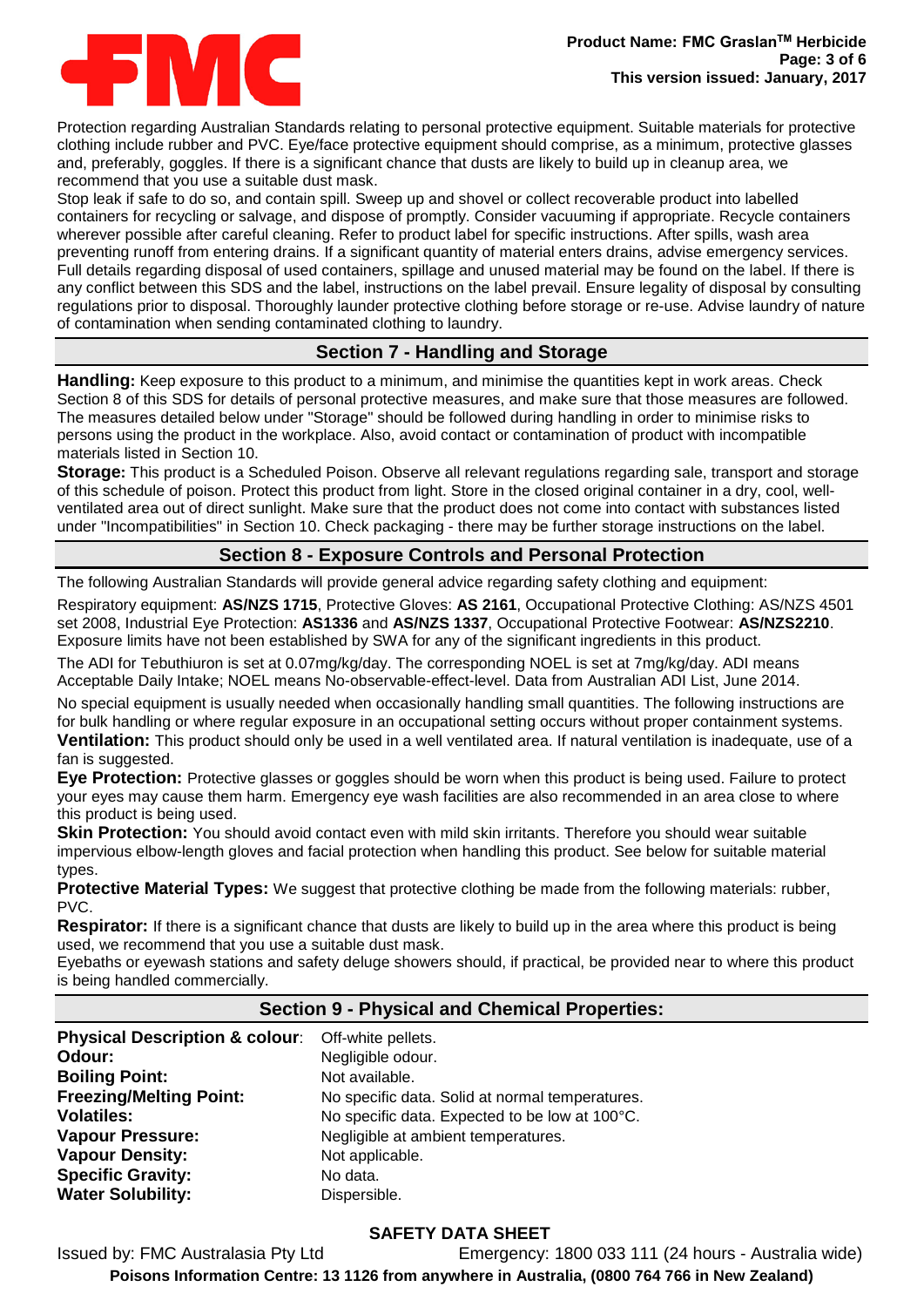Protection regarding Australian Standards relating to personal protective equipment. Suitable materials for protective clothing include rubber and PVC. Eye/face protective equipment should comprise, as a minimum, protective glasses and, preferably, goggles. If there is a significant chance that dusts are likely to build up in cleanup area, we recommend that you use a suitable dust mask.

Stop leak if safe to do so, and contain spill. Sweep up and shovel or collect recoverable product into labelled containers for recycling or salvage, and dispose of promptly. Consider vacuuming if appropriate. Recycle containers wherever possible after careful cleaning. Refer to product label for specific instructions. After spills, wash area preventing runoff from entering drains. If a significant quantity of material enters drains, advise emergency services. Full details regarding disposal of used containers, spillage and unused material may be found on the label. If there is any conflict between this SDS and the label, instructions on the label prevail. Ensure legality of disposal by consulting regulations prior to disposal. Thoroughly launder protective clothing before storage or re-use. Advise laundry of nature of contamination when sending contaminated clothing to laundry.

## Section 7 - Handling and Storage

**Handling:** Keep exposure to this product to a minimum, and minimise the quantities kept in work areas. Check Section 8 of this SDS for details of personal protective measures, and make sure that those measures are followed. The measures detailed below under "Storage" should be followed during handling in order to minimise risks to persons using the product in the workplace. Also, avoid contact or contamination of product with incompatible materials listed in Section 10.

**Storage:** This product is a Scheduled Poison. Observe all relevant regulations regarding sale, transport and storage of this schedule of poison. Protect this product from light. Store in the closed original container in a dry, cool, well-ventilated area out of direct sunlight. Make sure that the product does not come into contact with substances listed under "Incompatibilities" in Section 10. Check packaging - there may be further storage instructions on the label.

## Section 8 - Exposure Controls and Personal Protection

The following Australian Standards will provide general advice regarding safety clothing and equipment:

Respiratory equipment: **AS/NZS 1715**, Protective Gloves: **AS 2161**, Occupational Protective Clothing: AS/NZS 4501 set 2008, Industrial Eye Protection: **AS1336** and **AS/NZS 1337**, Occupational Protective Footwear: **AS/NZS2210**. Exposure limits have not been established by SWA for any of the significant ingredients in this product.

The ADI for Tebuthiuron is set at 0.07mg/kg/day. The corresponding NOEL is set at 7mg/kg/day. ADI means Acceptable Daily Intake; NOEL means No-observable-effect-level. Data from Australian ADI List, June 2014.

No special equipment is usually needed when occasionally handling small quantities. The following instructions are for bulk handling or where regular exposure in an occupational setting occurs without proper containment systems.

**Ventilation:** This product should only be used in a well ventilated area. If natural ventilation is inadequate, use of a fan is suggested.

**Eye Protection:** Protective glasses or goggles should be worn when this product is being used. Failure to protect your eyes may cause them harm. Emergency eye wash facilities are also recommended in an area close to where this product is being used.

**Skin Protection:** You should avoid contact even with mild skin irritants. Therefore you should wear suitable impervious elbow-length gloves and facial protection when handling this product. See below for suitable material types.

**Protective Material Types:** We suggest that protective clothing be made from the following materials: rubber, PVC.

**Respirator:** If there is a significant chance that dusts are likely to build up in the area where this product is being used, we recommend that you use a suitable dust mask.

Eyebaths or eyewash stations and safety deluge showers should, if practical, be provided near to where this product is being handled commercially.

## Section 9 - Physical and Chemical Properties:

| | |
|---|---|
| **Physical Description & colour**: | Off-white pellets. |
| **Odour:** | Negligible odour. |
| **Boiling Point:** | Not available. |
| **Freezing/Melting Point:** | No specific data. Solid at normal temperatures. |
| **Volatiles:** | No specific data. Expected to be low at 100°C. |
| **Vapour Pressure:** | Negligible at ambient temperatures. |
| **Vapour Density:** | Not applicable. |
| **Specific Gravity:** | No data. |
| **Water Solubility:** | Dispersible. |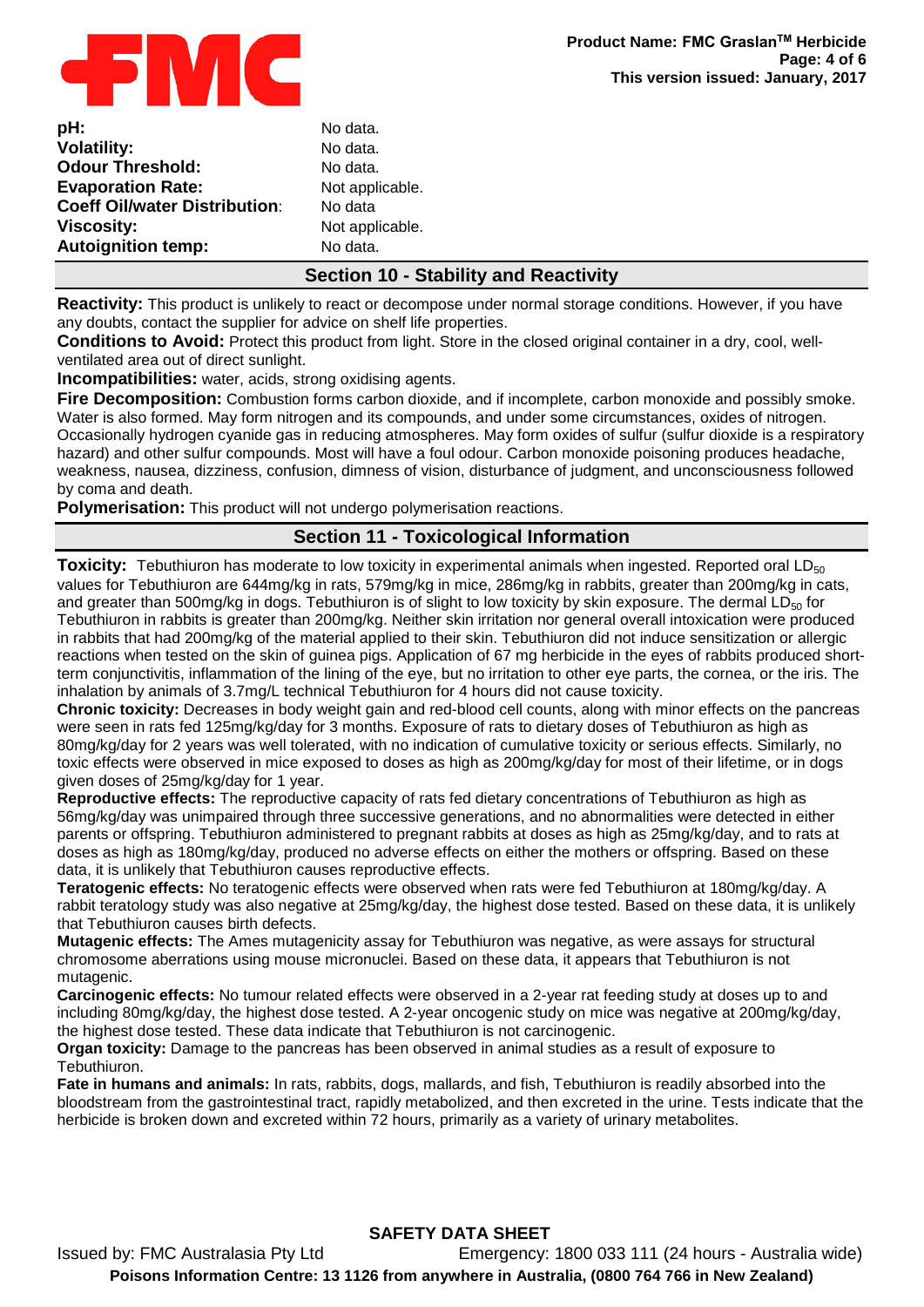| | |
|---|---|
| **pH:** | No data. |
| **Volatility:** | No data. |
| **Odour Threshold:** | No data. |
| **Evaporation Rate:** | Not applicable. |
| **Coeff Oil/water Distribution:** | No data |
| **Viscosity:** | Not applicable. |
| **Autoignition temp:** | No data. |

## Section 10 - Stability and Reactivity

**Reactivity:** This product is unlikely to react or decompose under normal storage conditions. However, if you have any doubts, contact the supplier for advice on shelf life properties.

**Conditions to Avoid:** Protect this product from light. Store in the closed original container in a dry, cool, well-ventilated area out of direct sunlight.

**Incompatibilities:** water, acids, strong oxidising agents.

**Fire Decomposition:** Combustion forms carbon dioxide, and if incomplete, carbon monoxide and possibly smoke. Water is also formed. May form nitrogen and its compounds, and under some circumstances, oxides of nitrogen. Occasionally hydrogen cyanide gas in reducing atmospheres. May form oxides of sulfur (sulfur dioxide is a respiratory hazard) and other sulfur compounds. Most will have a foul odour. Carbon monoxide poisoning produces headache, weakness, nausea, dizziness, confusion, dimness of vision, disturbance of judgment, and unconsciousness followed by coma and death.

**Polymerisation:** This product will not undergo polymerisation reactions.

## Section 11 - Toxicological Information

**Toxicity:** Tebuthiuron has moderate to low toxicity in experimental animals when ingested. Reported oral $LD_{50}$ values for Tebuthiuron are 644mg/kg in rats, 579mg/kg in mice, 286mg/kg in rabbits, greater than 200mg/kg in cats, and greater than 500mg/kg in dogs. Tebuthiuron is of slight to low toxicity by skin exposure. The dermal $LD_{50}$ for Tebuthiuron in rabbits is greater than 200mg/kg. Neither skin irritation nor general overall intoxication were produced in rabbits that had 200mg/kg of the material applied to their skin. Tebuthiuron did not induce sensitization or allergic reactions when tested on the skin of guinea pigs. Application of 67 mg herbicide in the eyes of rabbits produced short-term conjunctivitis, inflammation of the lining of the eye, but no irritation to other eye parts, the cornea, or the iris. The inhalation by animals of 3.7mg/L technical Tebuthiuron for 4 hours did not cause toxicity.

**Chronic toxicity:** Decreases in body weight gain and red-blood cell counts, along with minor effects on the pancreas were seen in rats fed 125mg/kg/day for 3 months. Exposure of rats to dietary doses of Tebuthiuron as high as 80mg/kg/day for 2 years was well tolerated, with no indication of cumulative toxicity or serious effects. Similarly, no toxic effects were observed in mice exposed to doses as high as 200mg/kg/day for most of their lifetime, or in dogs given doses of 25mg/kg/day for 1 year.

**Reproductive effects:** The reproductive capacity of rats fed dietary concentrations of Tebuthiuron as high as 56mg/kg/day was unimpaired through three successive generations, and no abnormalities were detected in either parents or offspring. Tebuthiuron administered to pregnant rabbits at doses as high as 25mg/kg/day, and to rats at doses as high as 180mg/kg/day, produced no adverse effects on either the mothers or offspring. Based on these data, it is unlikely that Tebuthiuron causes reproductive effects.

**Teratogenic effects:** No teratogenic effects were observed when rats were fed Tebuthiuron at 180mg/kg/day. A rabbit teratology study was also negative at 25mg/kg/day, the highest dose tested. Based on these data, it is unlikely that Tebuthiuron causes birth defects.

**Mutagenic effects:** The Ames mutagenicity assay for Tebuthiuron was negative, as were assays for structural chromosome aberrations using mouse micronuclei. Based on these data, it appears that Tebuthiuron is not mutagenic.

**Carcinogenic effects:** No tumour related effects were observed in a 2-year rat feeding study at doses up to and including 80mg/kg/day, the highest dose tested. A 2-year oncogenic study on mice was negative at 200mg/kg/day, the highest dose tested. These data indicate that Tebuthiuron is not carcinogenic.

**Organ toxicity:** Damage to the pancreas has been observed in animal studies as a result of exposure to Tebuthiuron.

**Fate in humans and animals:** In rats, rabbits, dogs, mallards, and fish, Tebuthiuron is readily absorbed into the bloodstream from the gastrointestinal tract, rapidly metabolized, and then excreted in the urine. Tests indicate that the herbicide is broken down and excreted within 72 hours, primarily as a variety of urinary metabolites.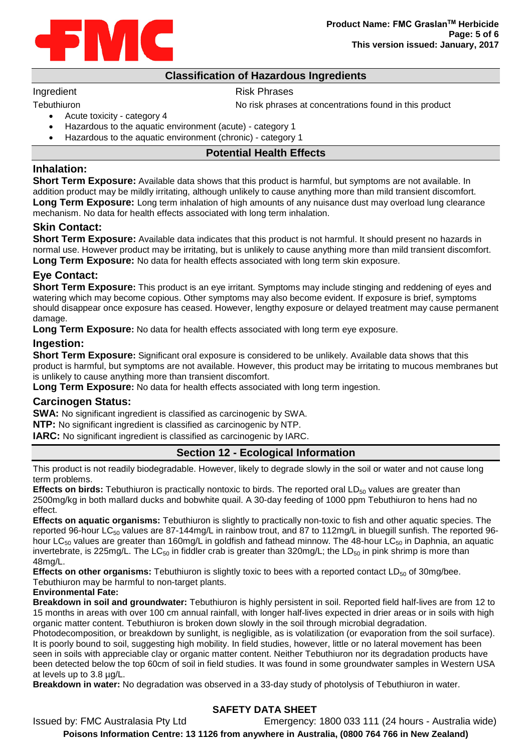## Classification of Hazardous Ingredients

| Ingredient | Risk Phrases |
| --- | --- |
| Tebuthiuron | No risk phrases at concentrations found in this product |

- Acute toxicity - category 4
- Hazardous to the aquatic environment (acute) - category 1
- Hazardous to the aquatic environment (chronic) - category 1

## Potential Health Effects

### Inhalation:

**Short Term Exposure:** Available data shows that this product is harmful, but symptoms are not available. In addition product may be mildly irritating, although unlikely to cause anything more than mild transient discomfort.
**Long Term Exposure:** Long term inhalation of high amounts of any nuisance dust may overload lung clearance mechanism. No data for health effects associated with long term inhalation.

### Skin Contact:

**Short Term Exposure:** Available data indicates that this product is not harmful. It should present no hazards in normal use. However product may be irritating, but is unlikely to cause anything more than mild transient discomfort.
**Long Term Exposure:** No data for health effects associated with long term skin exposure.

### Eye Contact:

**Short Term Exposure:** This product is an eye irritant. Symptoms may include stinging and reddening of eyes and watering which may become copious. Other symptoms may also become evident. If exposure is brief, symptoms should disappear once exposure has ceased. However, lengthy exposure or delayed treatment may cause permanent damage.
**Long Term Exposure:** No data for health effects associated with long term eye exposure.

### Ingestion:

**Short Term Exposure:** Significant oral exposure is considered to be unlikely. Available data shows that this product is harmful, but symptoms are not available. However, this product may be irritating to mucous membranes but is unlikely to cause anything more than transient discomfort.
**Long Term Exposure:** No data for health effects associated with long term ingestion.

### Carcinogen Status:

**SWA:** No significant ingredient is classified as carcinogenic by SWA.
**NTP:** No significant ingredient is classified as carcinogenic by NTP.
**IARC:** No significant ingredient is classified as carcinogenic by IARC.

## Section 12 - Ecological Information

This product is not readily biodegradable. However, likely to degrade slowly in the soil or water and not cause long term problems.

**Effects on birds:** Tebuthiuron is practically nontoxic to birds. The reported oral $LD_{50}$ values are greater than 2500mg/kg in both mallard ducks and bobwhite quail. A 30-day feeding of 1000 ppm Tebuthiuron to hens had no effect.

**Effects on aquatic organisms:** Tebuthiuron is slightly to practically non-toxic to fish and other aquatic species. The reported 96-hour $LC_{50}$ values are 87-144mg/L in rainbow trout, and 87 to 112mg/L in bluegill sunfish. The reported 96-hour $LC_{50}$ values are greater than 160mg/L in goldfish and fathead minnow. The 48-hour $LC_{50}$ in Daphnia, an aquatic invertebrate, is 225mg/L. The $LC_{50}$ in fiddler crab is greater than 320mg/L; the $LD_{50}$ in pink shrimp is more than 48mg/L.

**Effects on other organisms:** Tebuthiuron is slightly toxic to bees with a reported contact $LD_{50}$ of 30mg/bee. Tebuthiuron may be harmful to non-target plants.

**Environmental Fate:**

**Breakdown in soil and groundwater:** Tebuthiuron is highly persistent in soil. Reported field half-lives are from 12 to 15 months in areas with over 100 cm annual rainfall, with longer half-lives expected in drier areas or in soils with high organic matter content. Tebuthiuron is broken down slowly in the soil through microbial degradation.
Photodecomposition, or breakdown by sunlight, is negligible, as is volatilization (or evaporation from the soil surface). It is poorly bound to soil, suggesting high mobility. In field studies, however, little or no lateral movement has been seen in soils with appreciable clay or organic matter content. Neither Tebuthiuron nor its degradation products have been detected below the top 60cm of soil in field studies. It was found in some groundwater samples in Western USA at levels up to 3.8 µg/L.

**Breakdown in water:** No degradation was observed in a 33-day study of photolysis of Tebuthiuron in water.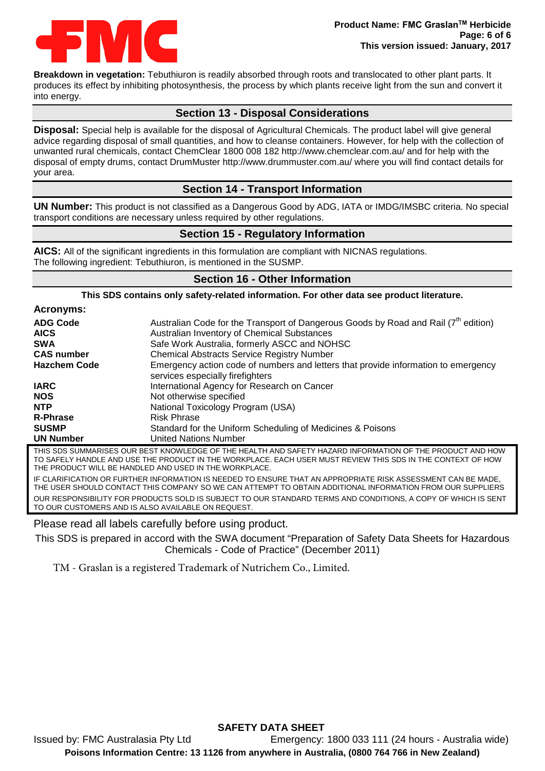**Breakdown in vegetation:** Tebuthiuron is readily absorbed through roots and translocated to other plant parts. It produces its effect by inhibiting photosynthesis, the process by which plants receive light from the sun and convert it into energy.

## Section 13 - Disposal Considerations

**Disposal:** Special help is available for the disposal of Agricultural Chemicals. The product label will give general advice regarding disposal of small quantities, and how to cleanse containers. However, for help with the collection of unwanted rural chemicals, contact ChemClear 1800 008 182 http://www.chemclear.com.au/ and for help with the disposal of empty drums, contact DrumMuster http://www.drummuster.com.au/ where you will find contact details for your area.

## Section 14 - Transport Information

**UN Number:** This product is not classified as a Dangerous Good by ADG, IATA or IMDG/IMSBC criteria. No special transport conditions are necessary unless required by other regulations.

## Section 15 - Regulatory Information

**AICS:** All of the significant ingredients in this formulation are compliant with NICNAS regulations.
The following ingredient: Tebuthiuron, is mentioned in the SUSMP.

## Section 16 - Other Information

**This SDS contains only safety-related information. For other data see product literature.**

**Acronyms:**

| | |
|---|---|
| **ADG Code** | Australian Code for the Transport of Dangerous Goods by Road and Rail (7th edition) |
| **AICS** | Australian Inventory of Chemical Substances |
| **SWA** | Safe Work Australia, formerly ASCC and NOHSC |
| **CAS number** | Chemical Abstracts Service Registry Number |
| **Hazchem Code** | Emergency action code of numbers and letters that provide information to emergency services especially firefighters |
| **IARC** | International Agency for Research on Cancer |
| **NOS** | Not otherwise specified |
| **NTP** | National Toxicology Program (USA) |
| **R-Phrase** | Risk Phrase |
| **SUSMP** | Standard for the Uniform Scheduling of Medicines & Poisons |
| **UN Number** | United Nations Number |

THIS SDS SUMMARISES OUR BEST KNOWLEDGE OF THE HEALTH AND SAFETY HAZARD INFORMATION OF THE PRODUCT AND HOW TO SAFELY HANDLE AND USE THE PRODUCT IN THE WORKPLACE. EACH USER MUST REVIEW THIS SDS IN THE CONTEXT OF HOW THE PRODUCT WILL BE HANDLED AND USED IN THE WORKPLACE.

IF CLARIFICATION OR FURTHER INFORMATION IS NEEDED TO ENSURE THAT AN APPROPRIATE RISK ASSESSMENT CAN BE MADE, THE USER SHOULD CONTACT THIS COMPANY SO WE CAN ATTEMPT TO OBTAIN ADDITIONAL INFORMATION FROM OUR SUPPLIERS

OUR RESPONSIBILITY FOR PRODUCTS SOLD IS SUBJECT TO OUR STANDARD TERMS AND CONDITIONS, A COPY OF WHICH IS SENT TO OUR CUSTOMERS AND IS ALSO AVAILABLE ON REQUEST.

Please read all labels carefully before using product.

This SDS is prepared in accord with the SWA document "Preparation of Safety Data Sheets for Hazardous Chemicals - Code of Practice" (December 2011)

TM - Graslan is a registered Trademark of Nutrichem Co., Limited.